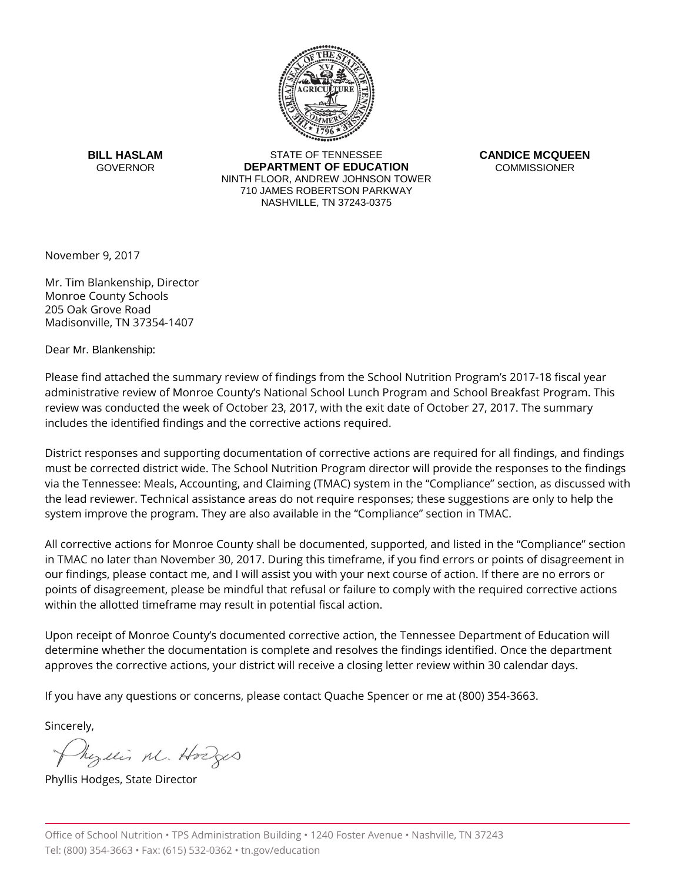**BILL HASLAM**
GOVERNOR

STATE OF TENNESSEE
**DEPARTMENT OF EDUCATION**
NINTH FLOOR, ANDREW JOHNSON TOWER
710 JAMES ROBERTSON PARKWAY
NASHVILLE, TN 37243-0375

**CANDICE MCQUEEN**
COMMISSIONER

November 9, 2017

Mr. Tim Blankenship, Director
Monroe County Schools
205 Oak Grove Road
Madisonville, TN 37354-1407

Dear Mr. Blankenship:

Please find attached the summary review of findings from the School Nutrition Program's 2017-18 fiscal year administrative review of Monroe County's National School Lunch Program and School Breakfast Program. This review was conducted the week of October 23, 2017, with the exit date of October 27, 2017. The summary includes the identified findings and the corrective actions required.

District responses and supporting documentation of corrective actions are required for all findings, and findings must be corrected district wide. The School Nutrition Program director will provide the responses to the findings via the Tennessee: Meals, Accounting, and Claiming (TMAC) system in the "Compliance" section, as discussed with the lead reviewer. Technical assistance areas do not require responses; these suggestions are only to help the system improve the program. They are also available in the "Compliance" section in TMAC.

All corrective actions for Monroe County shall be documented, supported, and listed in the "Compliance" section in TMAC no later than November 30, 2017. During this timeframe, if you find errors or points of disagreement in our findings, please contact me, and I will assist you with your next course of action. If there are no errors or points of disagreement, please be mindful that refusal or failure to comply with the required corrective actions within the allotted timeframe may result in potential fiscal action.

Upon receipt of Monroe County's documented corrective action, the Tennessee Department of Education will determine whether the documentation is complete and resolves the findings identified. Once the department approves the corrective actions, your district will receive a closing letter review within 30 calendar days.

If you have any questions or concerns, please contact Quache Spencer or me at (800) 354-3663.

Sincerely,

Phyllis M. Hodges

Phyllis Hodges, State Director

Office of School Nutrition • TPS Administration Building • 1240 Foster Avenue • Nashville, TN 37243
Tel: (800) 354-3663 • Fax: (615) 532-0362 • tn.gov/education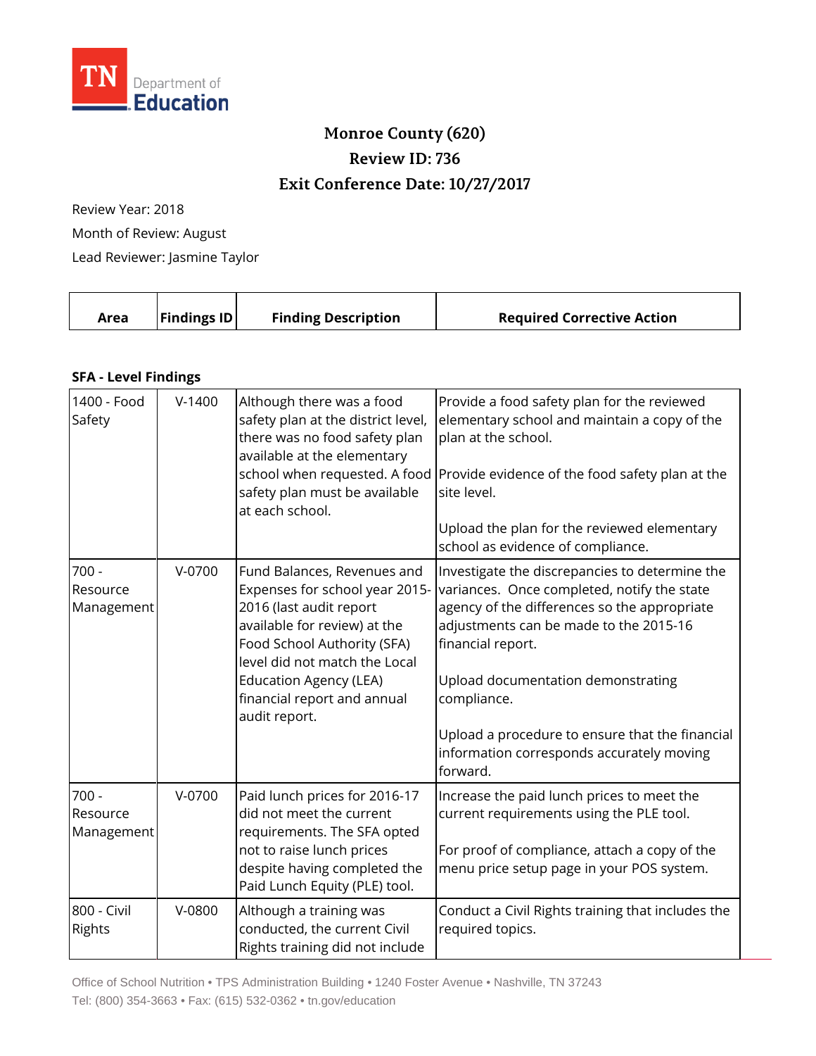**Monroe County (620)**

**Review ID: 736**

**Exit Conference Date: 10/27/2017**

Review Year: 2018

Month of Review: August

Lead Reviewer: Jasmine Taylor

| Area | Findings ID | Finding Description | Required Corrective Action |
|---|---|---|---|
| **SFA - Level Findings** | | | |
| 1400 - Food Safety | V-1400 | Although there was a food safety plan at the district level, there was no food safety plan available at the elementary school when requested. A food safety plan must be available at each school. | Provide a food safety plan for the reviewed elementary school and maintain a copy of the plan at the school.<br><br>Provide evidence of the food safety plan at the site level.<br><br>Upload the plan for the reviewed elementary school as evidence of compliance. |
| 700 - Resource Management | V-0700 | Fund Balances, Revenues and Expenses for school year 2015-2016 (last audit report available for review) at the Food School Authority (SFA) level did not match the Local Education Agency (LEA) financial report and annual audit report. | Investigate the discrepancies to determine the variances. Once completed, notify the state agency of the differences so the appropriate adjustments can be made to the 2015-16 financial report.<br><br>Upload documentation demonstrating compliance.<br><br>Upload a procedure to ensure that the financial information corresponds accurately moving forward. |
| 700 - Resource Management | V-0700 | Paid lunch prices for 2016-17 did not meet the current requirements. The SFA opted not to raise lunch prices despite having completed the Paid Lunch Equity (PLE) tool. | Increase the paid lunch prices to meet the current requirements using the PLE tool.<br><br>For proof of compliance, attach a copy of the menu price setup page in your POS system. |
| 800 - Civil Rights | V-0800 | Although a training was conducted, the current Civil Rights training did not include | Conduct a Civil Rights training that includes the required topics. |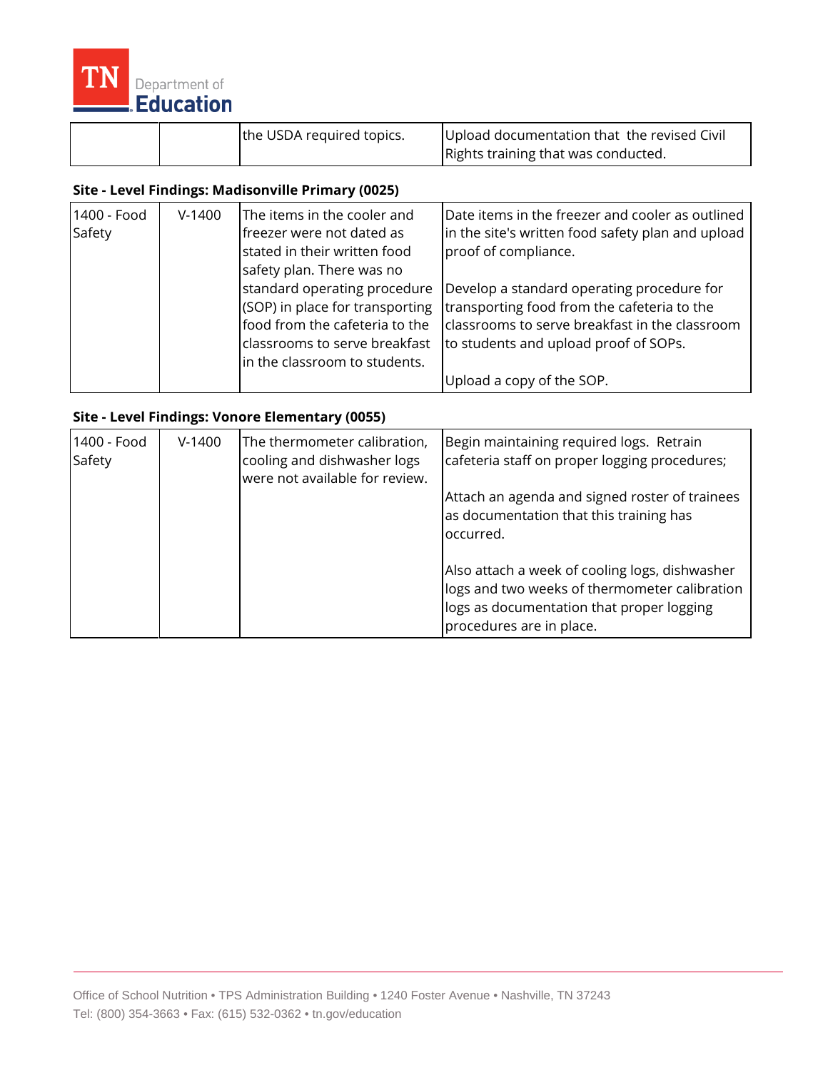| | | | |
|---|---|---|---|
| | | the USDA required topics. | Upload documentation that the revised Civil Rights training that was conducted. |

**Site - Level Findings: Madisonville Primary (0025)**

| | | | |
|---|---|---|---|
| 1400 - Food Safety | V-1400 | The items in the cooler and freezer were not dated as stated in their written food safety plan. There was no standard operating procedure (SOP) in place for transporting food from the cafeteria to the classrooms to serve breakfast in the classroom to students. | Date items in the freezer and cooler as outlined in the site's written food safety plan and upload proof of compliance.<br><br>Develop a standard operating procedure for transporting food from the cafeteria to the classrooms to serve breakfast in the classroom to students and upload proof of SOPs.<br><br>Upload a copy of the SOP. |

**Site - Level Findings: Vonore Elementary (0055)**

| | | | |
|---|---|---|---|
| 1400 - Food Safety | V-1400 | The thermometer calibration, cooling and dishwasher logs were not available for review. | Begin maintaining required logs. Retrain cafeteria staff on proper logging procedures;<br><br>Attach an agenda and signed roster of trainees as documentation that this training has occurred.<br><br>Also attach a week of cooling logs, dishwasher logs and two weeks of thermometer calibration logs as documentation that proper logging procedures are in place. |